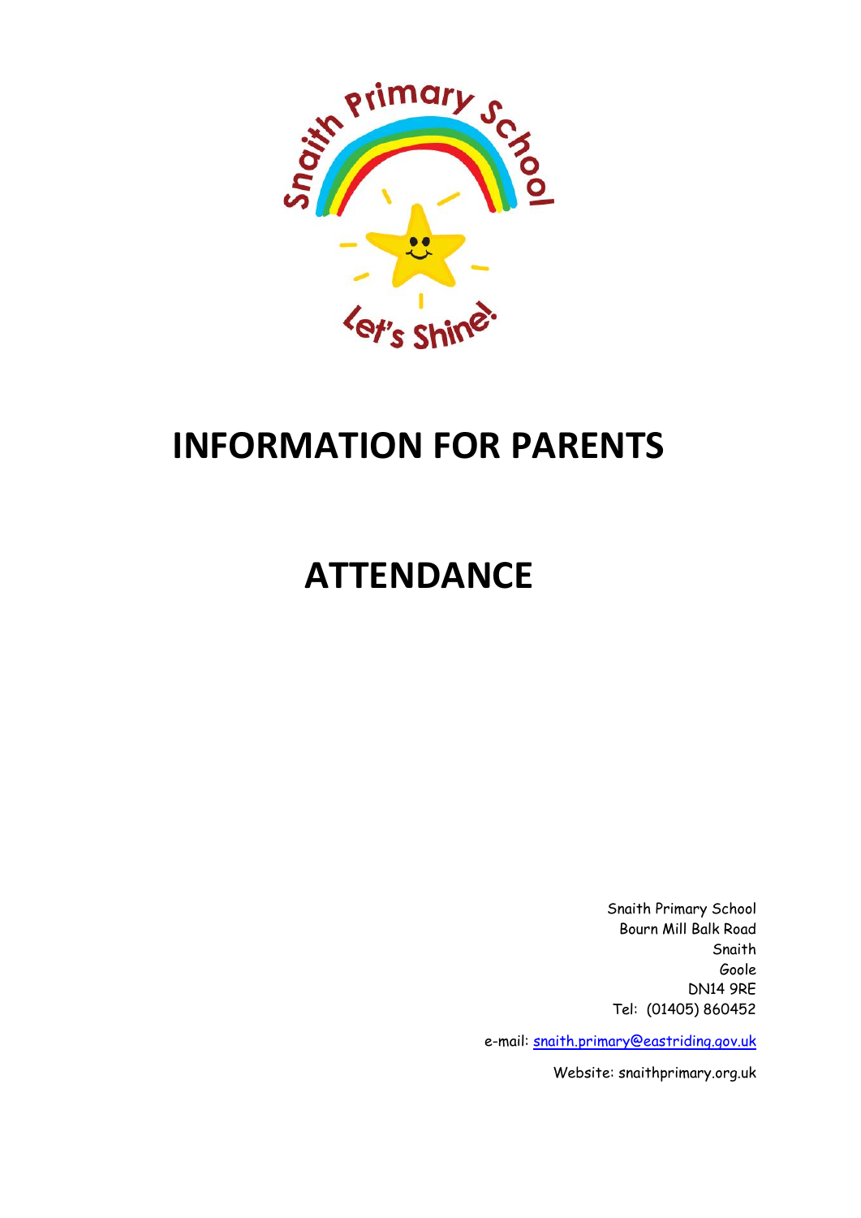# INFORMATION FOR PARENTS

# ATTENDANCE

Snaith Primary School
Bourn Mill Balk Road
Snaith
Goole
DN14 9RE
Tel: (01405) 860452

e-mail: snaith.primary@eastriding.gov.uk

Website: snaithprimary.org.uk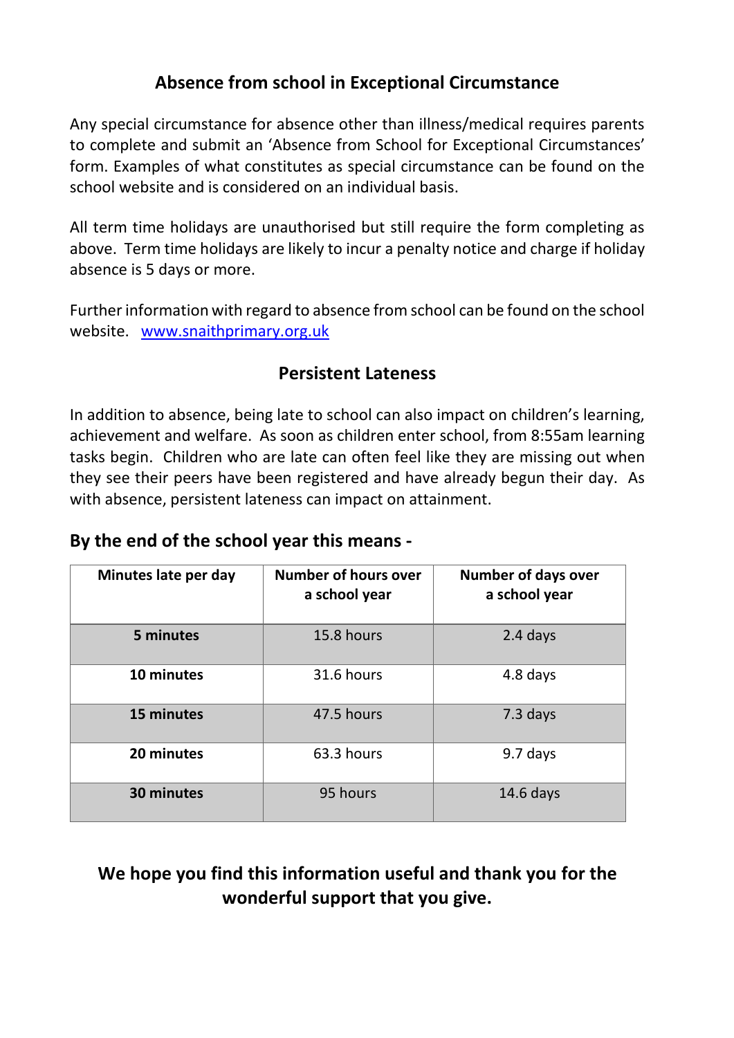## Absence from school in Exceptional Circumstance

Any special circumstance for absence other than illness/medical requires parents to complete and submit an 'Absence from School for Exceptional Circumstances' form. Examples of what constitutes as special circumstance can be found on the school website and is considered on an individual basis.

All term time holidays are unauthorised but still require the form completing as above. Term time holidays are likely to incur a penalty notice and charge if holiday absence is 5 days or more.

Further information with regard to absence from school can be found on the school website. [www.snaithprimary.org.uk](http://www.snaithprimary.org.uk)

## Persistent Lateness

In addition to absence, being late to school can also impact on children's learning, achievement and welfare. As soon as children enter school, from 8:55am learning tasks begin. Children who are late can often feel like they are missing out when they see their peers have been registered and have already begun their day. As with absence, persistent lateness can impact on attainment.

### By the end of the school year this means -

| Minutes late per day | Number of hours over a school year | Number of days over a school year |
|---|---|---|
| **5 minutes** | 15.8 hours | 2.4 days |
| **10 minutes** | 31.6 hours | 4.8 days |
| **15 minutes** | 47.5 hours | 7.3 days |
| **20 minutes** | 63.3 hours | 9.7 days |
| **30 minutes** | 95 hours | 14.6 days |

**We hope you find this information useful and thank you for the wonderful support that you give.**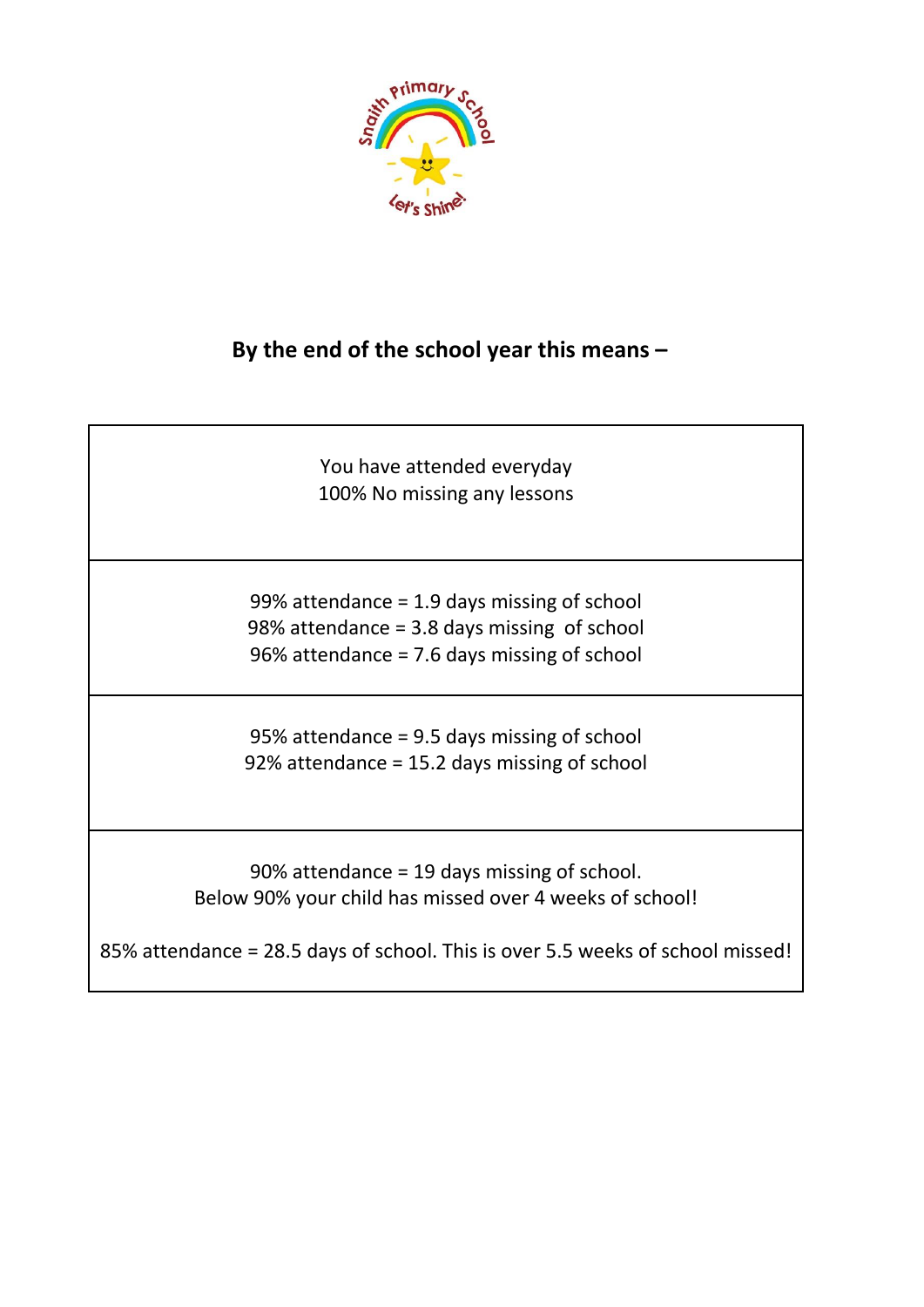## By the end of the school year this means –

| |
|---|
| You have attended everyday<br>100% No missing any lessons |
| 99% attendance = 1.9 days missing of school<br>98% attendance = 3.8 days missing of school<br>96% attendance = 7.6 days missing of school |
| 95% attendance = 9.5 days missing of school<br>92% attendance = 15.2 days missing of school |
| 90% attendance = 19 days missing of school.<br>Below 90% your child has missed over 4 weeks of school!<br><br>85% attendance = 28.5 days of school. This is over 5.5 weeks of school missed! |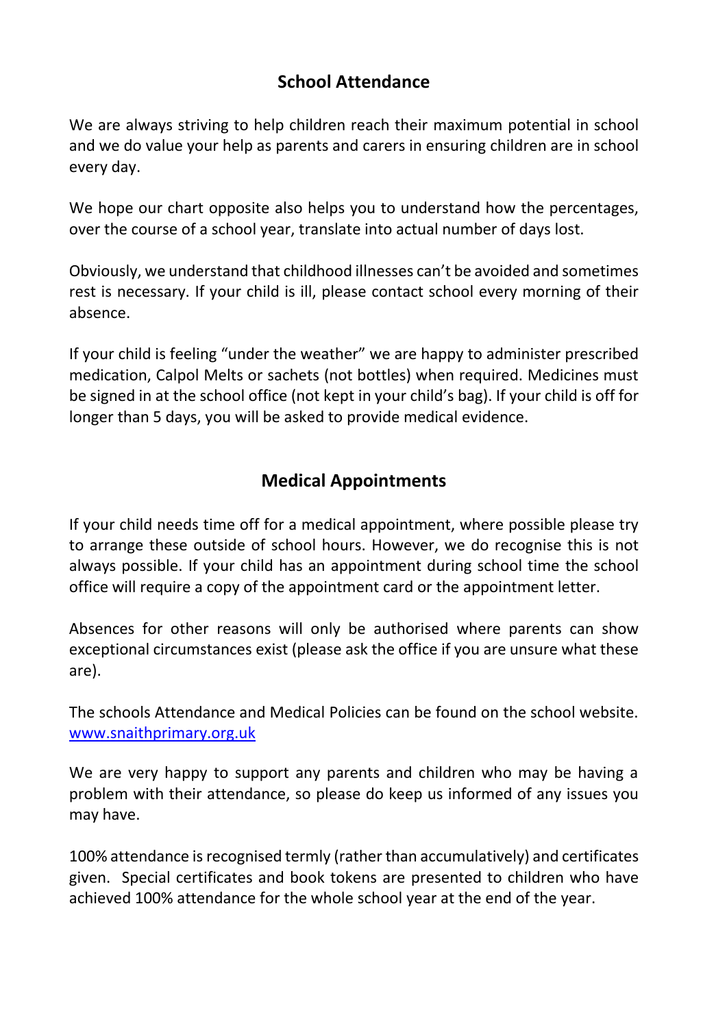## School Attendance

We are always striving to help children reach their maximum potential in school and we do value your help as parents and carers in ensuring children are in school every day.

We hope our chart opposite also helps you to understand how the percentages, over the course of a school year, translate into actual number of days lost.

Obviously, we understand that childhood illnesses can't be avoided and sometimes rest is necessary. If your child is ill, please contact school every morning of their absence.

If your child is feeling "under the weather" we are happy to administer prescribed medication, Calpol Melts or sachets (not bottles) when required. Medicines must be signed in at the school office (not kept in your child's bag). If your child is off for longer than 5 days, you will be asked to provide medical evidence.

## Medical Appointments

If your child needs time off for a medical appointment, where possible please try to arrange these outside of school hours. However, we do recognise this is not always possible. If your child has an appointment during school time the school office will require a copy of the appointment card or the appointment letter.

Absences for other reasons will only be authorised where parents can show exceptional circumstances exist (please ask the office if you are unsure what these are).

The schools Attendance and Medical Policies can be found on the school website. [www.snaithprimary.org.uk](http://www.snaithprimary.org.uk)

We are very happy to support any parents and children who may be having a problem with their attendance, so please do keep us informed of any issues you may have.

100% attendance is recognised termly (rather than accumulatively) and certificates given. Special certificates and book tokens are presented to children who have achieved 100% attendance for the whole school year at the end of the year.